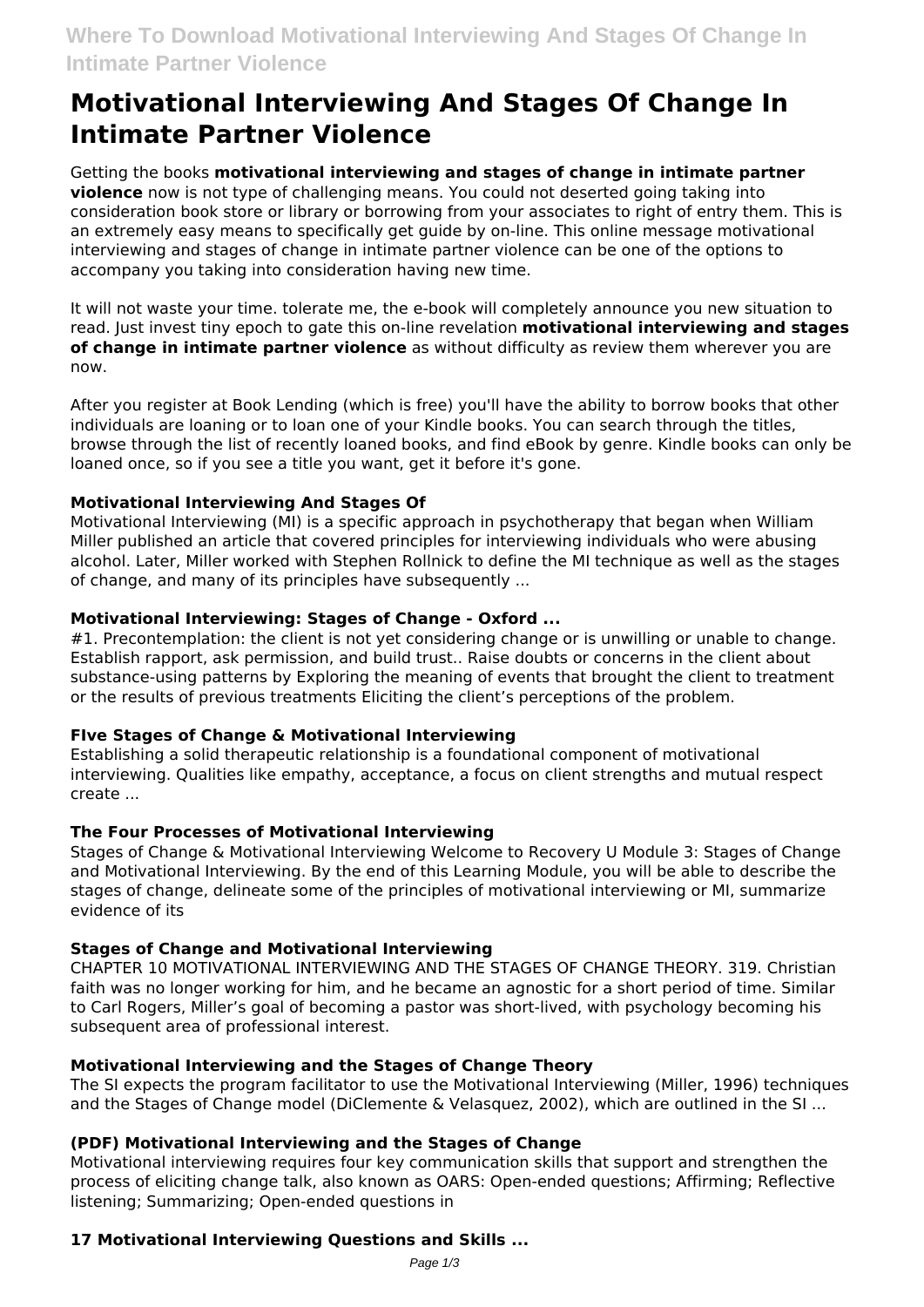# Motivational Interviewing And Stages Of Change In Intimate Partner Violence

Getting the books **motivational interviewing and stages of change in intimate partner violence** now is not type of challenging means. You could not deserted going taking into consideration book store or library or borrowing from your associates to right of entry them. This is an extremely easy means to specifically get guide by on-line. This online message motivational interviewing and stages of change in intimate partner violence can be one of the options to accompany you taking into consideration having new time.

It will not waste your time. tolerate me, the e-book will completely announce you new situation to read. Just invest tiny epoch to gate this on-line revelation **motivational interviewing and stages of change in intimate partner violence** as without difficulty as review them wherever you are now.

After you register at Book Lending (which is free) you'll have the ability to borrow books that other individuals are loaning or to loan one of your Kindle books. You can search through the titles, browse through the list of recently loaned books, and find eBook by genre. Kindle books can only be loaned once, so if you see a title you want, get it before it's gone.

### Motivational Interviewing And Stages Of

Motivational Interviewing (MI) is a specific approach in psychotherapy that began when William Miller published an article that covered principles for interviewing individuals who were abusing alcohol. Later, Miller worked with Stephen Rollnick to define the MI technique as well as the stages of change, and many of its principles have subsequently ...

### Motivational Interviewing: Stages of Change - Oxford ...

#1. Precontemplation: the client is not yet considering change or is unwilling or unable to change. Establish rapport, ask permission, and build trust.. Raise doubts or concerns in the client about substance-using patterns by Exploring the meaning of events that brought the client to treatment or the results of previous treatments Eliciting the client's perceptions of the problem.

### FIve Stages of Change & Motivational Interviewing

Establishing a solid therapeutic relationship is a foundational component of motivational interviewing. Qualities like empathy, acceptance, a focus on client strengths and mutual respect create ...

### The Four Processes of Motivational Interviewing

Stages of Change & Motivational Interviewing Welcome to Recovery U Module 3: Stages of Change and Motivational Interviewing. By the end of this Learning Module, you will be able to describe the stages of change, delineate some of the principles of motivational interviewing or MI, summarize evidence of its

### Stages of Change and Motivational Interviewing

CHAPTER 10 MOTIVATIONAL INTERVIEWING AND THE STAGES OF CHANGE THEORY. 319. Christian faith was no longer working for him, and he became an agnostic for a short period of time. Similar to Carl Rogers, Miller's goal of becoming a pastor was short-lived, with psychology becoming his subsequent area of professional interest.

### Motivational Interviewing and the Stages of Change Theory

The SI expects the program facilitator to use the Motivational Interviewing (Miller, 1996) techniques and the Stages of Change model (DiClemente & Velasquez, 2002), which are outlined in the SI ...

### (PDF) Motivational Interviewing and the Stages of Change

Motivational interviewing requires four key communication skills that support and strengthen the process of eliciting change talk, also known as OARS: Open-ended questions; Affirming; Reflective listening; Summarizing; Open-ended questions in

### 17 Motivational Interviewing Questions and Skills ...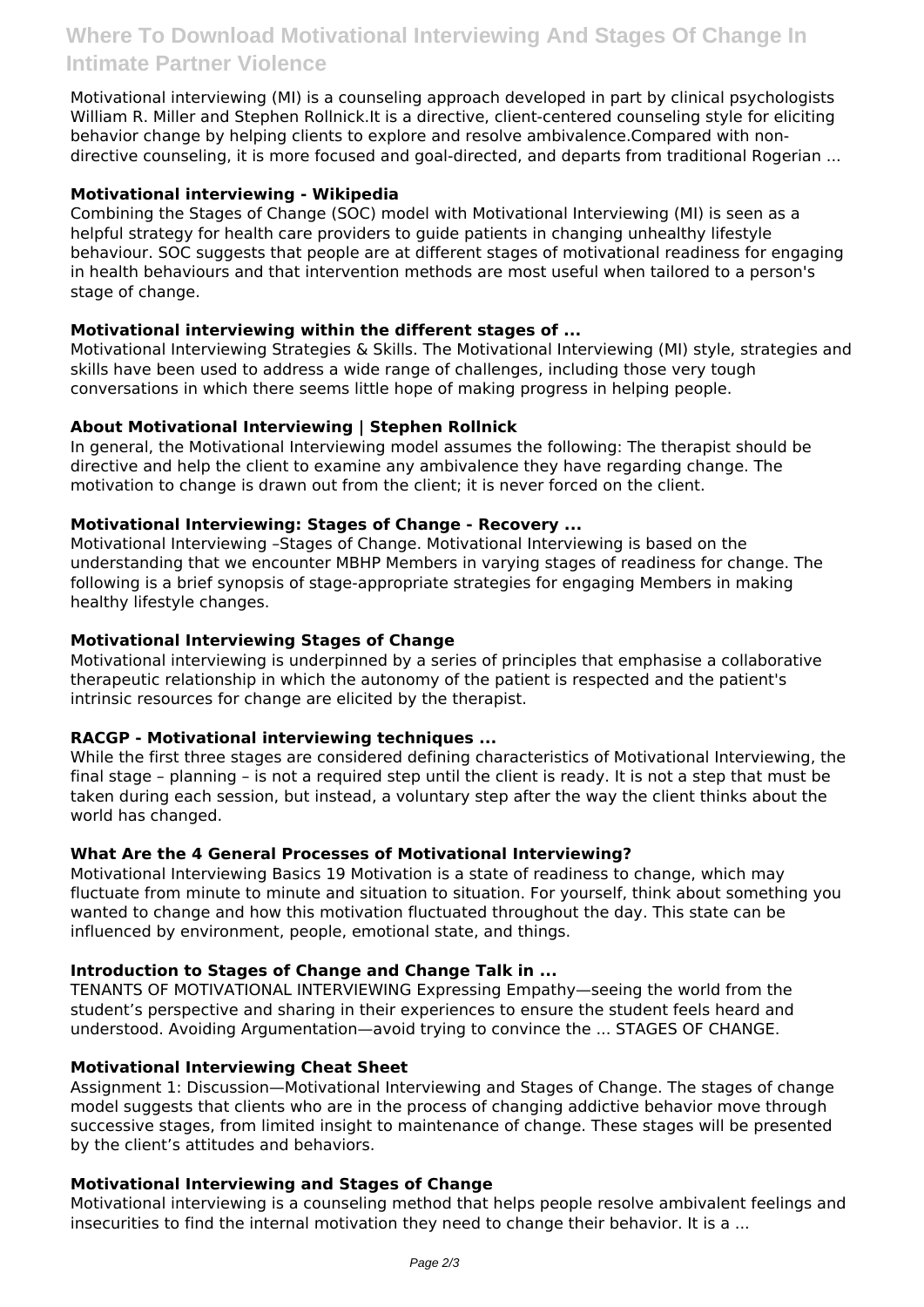Motivational interviewing (MI) is a counseling approach developed in part by clinical psychologists William R. Miller and Stephen Rollnick.It is a directive, client-centered counseling style for eliciting behavior change by helping clients to explore and resolve ambivalence.Compared with non-directive counseling, it is more focused and goal-directed, and departs from traditional Rogerian ...

**Motivational interviewing - Wikipedia**

Combining the Stages of Change (SOC) model with Motivational Interviewing (MI) is seen as a helpful strategy for health care providers to guide patients in changing unhealthy lifestyle behaviour. SOC suggests that people are at different stages of motivational readiness for engaging in health behaviours and that intervention methods are most useful when tailored to a person's stage of change.

**Motivational interviewing within the different stages of ...**

Motivational Interviewing Strategies & Skills. The Motivational Interviewing (MI) style, strategies and skills have been used to address a wide range of challenges, including those very tough conversations in which there seems little hope of making progress in helping people.

**About Motivational Interviewing | Stephen Rollnick**

In general, the Motivational Interviewing model assumes the following: The therapist should be directive and help the client to examine any ambivalence they have regarding change. The motivation to change is drawn out from the client; it is never forced on the client.

**Motivational Interviewing: Stages of Change - Recovery ...**

Motivational Interviewing –Stages of Change. Motivational Interviewing is based on the understanding that we encounter MBHP Members in varying stages of readiness for change. The following is a brief synopsis of stage-appropriate strategies for engaging Members in making healthy lifestyle changes.

**Motivational Interviewing Stages of Change**

Motivational interviewing is underpinned by a series of principles that emphasise a collaborative therapeutic relationship in which the autonomy of the patient is respected and the patient's intrinsic resources for change are elicited by the therapist.

**RACGP - Motivational interviewing techniques ...**

While the first three stages are considered defining characteristics of Motivational Interviewing, the final stage – planning – is not a required step until the client is ready. It is not a step that must be taken during each session, but instead, a voluntary step after the way the client thinks about the world has changed.

**What Are the 4 General Processes of Motivational Interviewing?**

Motivational Interviewing Basics 19 Motivation is a state of readiness to change, which may fluctuate from minute to minute and situation to situation. For yourself, think about something you wanted to change and how this motivation fluctuated throughout the day. This state can be influenced by environment, people, emotional state, and things.

**Introduction to Stages of Change and Change Talk in ...**

TENANTS OF MOTIVATIONAL INTERVIEWING Expressing Empathy—seeing the world from the student's perspective and sharing in their experiences to ensure the student feels heard and understood. Avoiding Argumentation—avoid trying to convince the ... STAGES OF CHANGE.

**Motivational Interviewing Cheat Sheet**

Assignment 1: Discussion—Motivational Interviewing and Stages of Change. The stages of change model suggests that clients who are in the process of changing addictive behavior move through successive stages, from limited insight to maintenance of change. These stages will be presented by the client's attitudes and behaviors.

**Motivational Interviewing and Stages of Change**

Motivational interviewing is a counseling method that helps people resolve ambivalent feelings and insecurities to find the internal motivation they need to change their behavior. It is a ...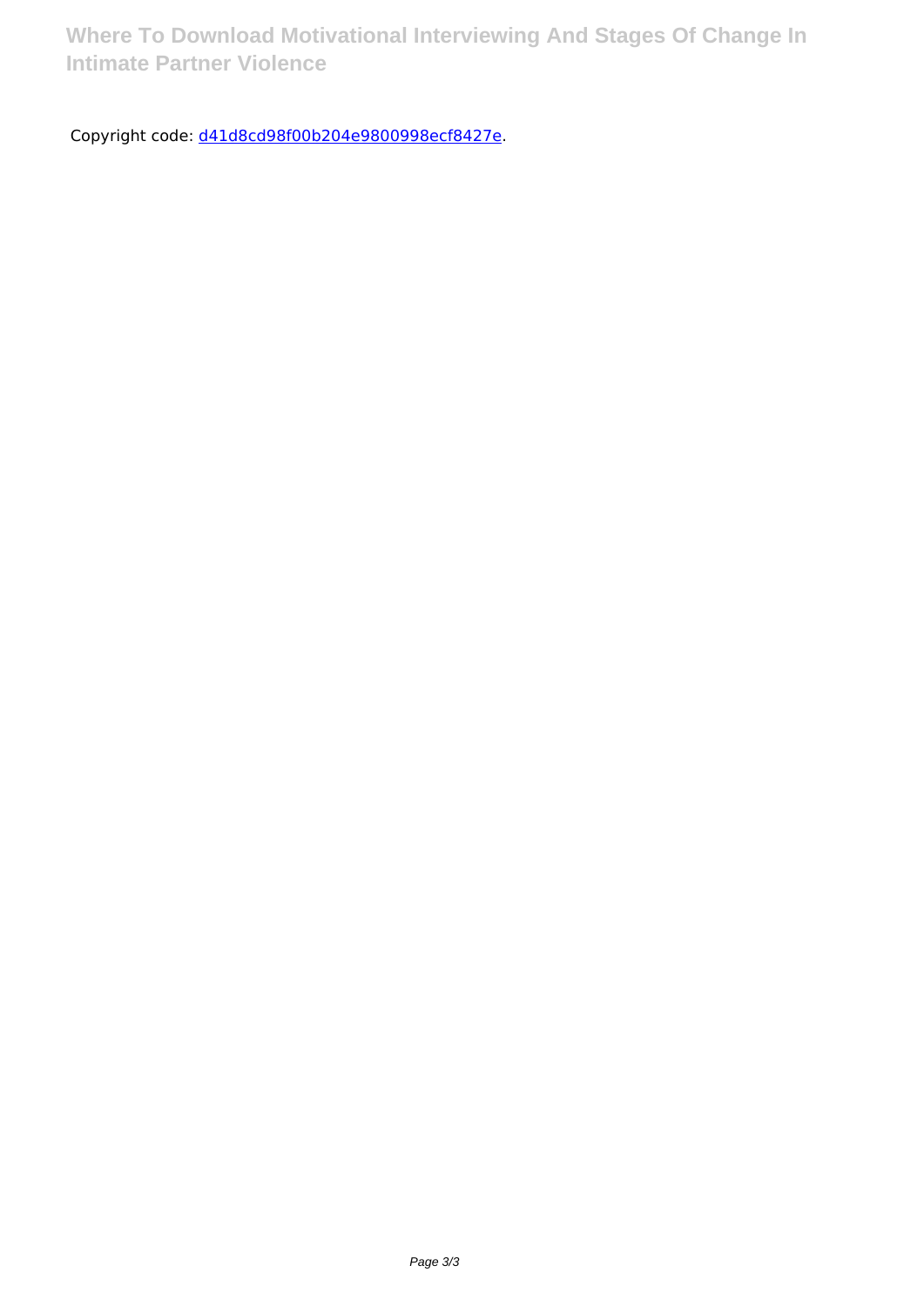Copyright code: [d41d8cd98f00b204e9800998ecf8427e](d41d8cd98f00b204e9800998ecf8427e).